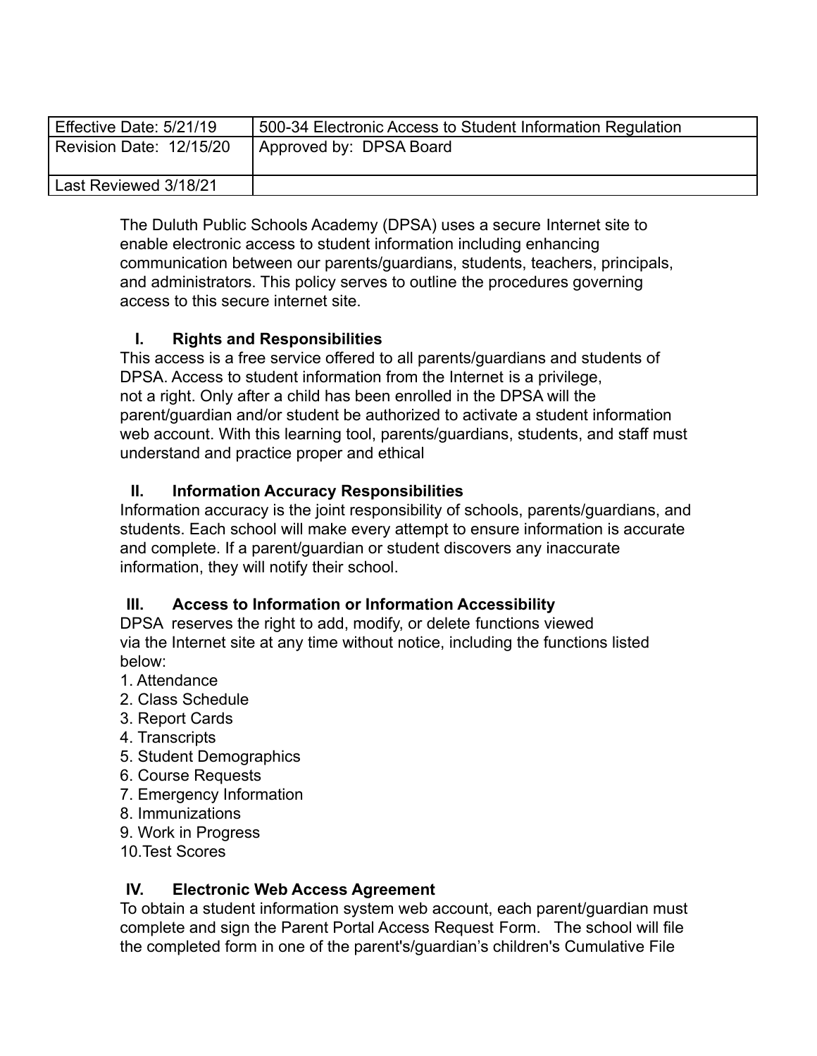| Effective Date: 5/21/19 | 500-34 Electronic Access to Student Information Regulation |
|---|---|
| Revision Date: 12/15/20 | Approved by: DPSA Board |
| Last Reviewed 3/18/21 | |

The Duluth Public Schools Academy (DPSA) uses a secure Internet site to enable electronic access to student information including enhancing communication between our parents/guardians, students, teachers, principals, and administrators. This policy serves to outline the procedures governing access to this secure internet site.

## I. Rights and Responsibilities

This access is a free service offered to all parents/guardians and students of DPSA. Access to student information from the Internet is a privilege, not a right. Only after a child has been enrolled in the DPSA will the parent/guardian and/or student be authorized to activate a student information web account. With this learning tool, parents/guardians, students, and staff must understand and practice proper and ethical

## II. Information Accuracy Responsibilities

Information accuracy is the joint responsibility of schools, parents/guardians, and students. Each school will make every attempt to ensure information is accurate and complete. If a parent/guardian or student discovers any inaccurate information, they will notify their school.

## III. Access to Information or Information Accessibility

DPSA reserves the right to add, modify, or delete functions viewed via the Internet site at any time without notice, including the functions listed below:

1. Attendance
2. Class Schedule
3. Report Cards
4. Transcripts
5. Student Demographics
6. Course Requests
7. Emergency Information
8. Immunizations
9. Work in Progress
10. Test Scores

## IV. Electronic Web Access Agreement

To obtain a student information system web account, each parent/guardian must complete and sign the Parent Portal Access Request Form. The school will file the completed form in one of the parent's/guardian's children's Cumulative File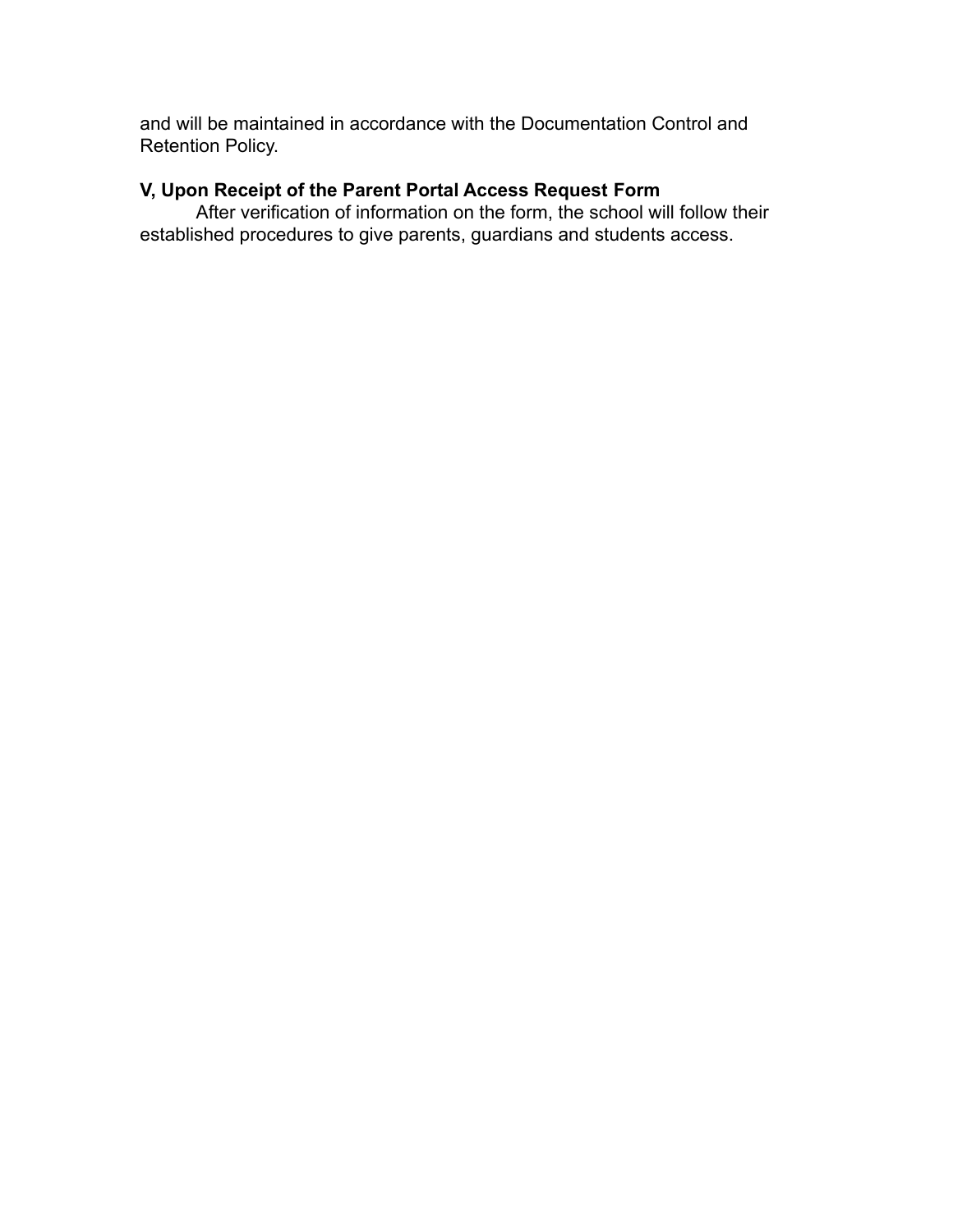and will be maintained in accordance with the Documentation Control and Retention Policy.

**V, Upon Receipt of the Parent Portal Access Request Form**

After verification of information on the form, the school will follow their established procedures to give parents, guardians and students access.